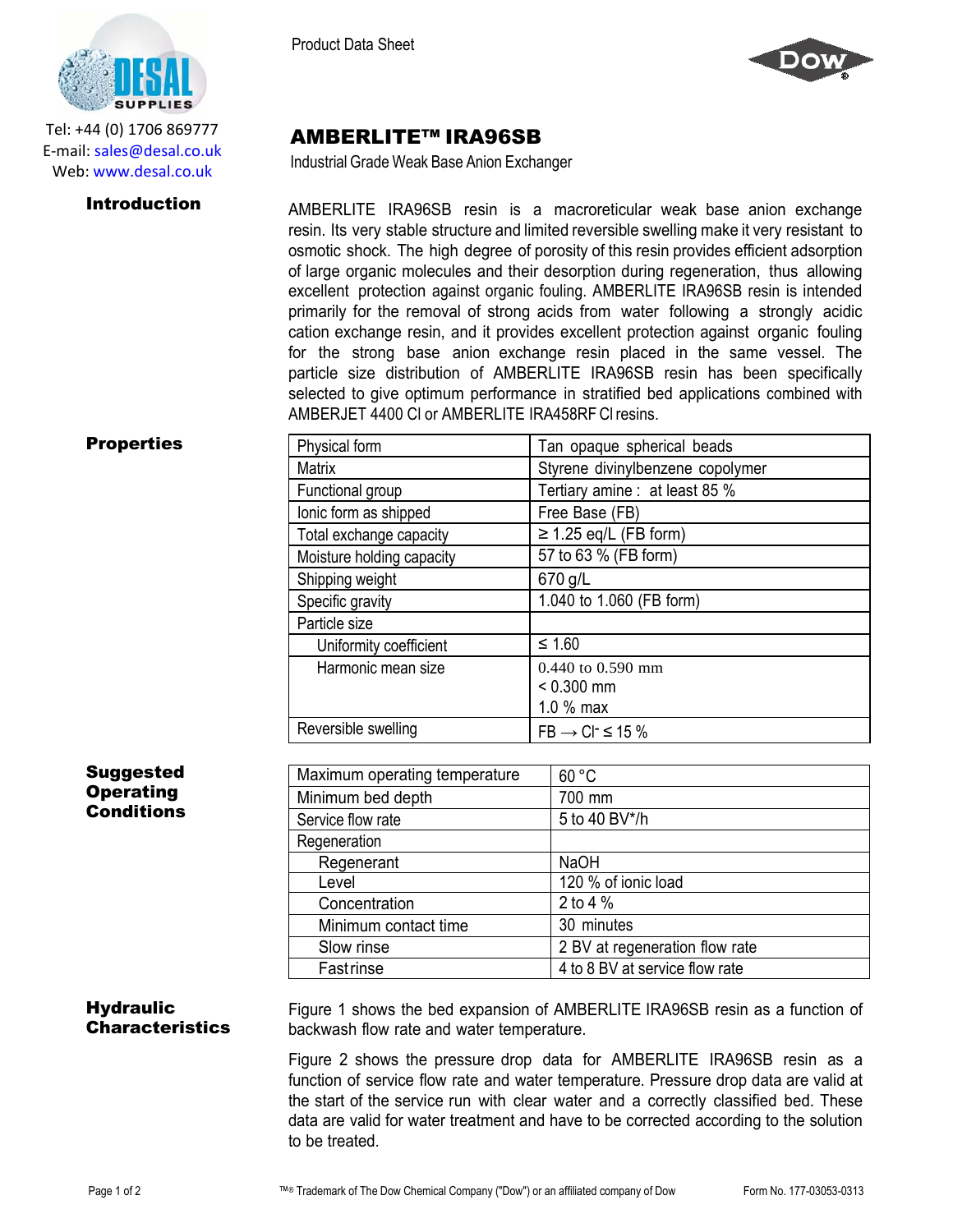Tel: +44 (0) 1706 869777
E-mail: sales@desal.co.uk
Web: www.desal.co.uk

Product Data Sheet

# AMBERLITE™ IRA96SB

Industrial Grade Weak Base Anion Exchanger

## Introduction

AMBERLITE IRA96SB resin is a macroreticular weak base anion exchange resin. Its very stable structure and limited reversible swelling make it very resistant to osmotic shock. The high degree of porosity of this resin provides efficient adsorption of large organic molecules and their desorption during regeneration, thus allowing excellent protection against organic fouling. AMBERLITE IRA96SB resin is intended primarily for the removal of strong acids from water following a strongly acidic cation exchange resin, and it provides excellent protection against organic fouling for the strong base anion exchange resin placed in the same vessel. The particle size distribution of AMBERLITE IRA96SB resin has been specifically selected to give optimum performance in stratified bed applications combined with AMBERJET 4400 Cl or AMBERLITE IRA458RF Cl resins.

## Properties

| Property | Value |
|---|---|
| Physical form | Tan opaque spherical beads |
| Matrix | Styrene divinylbenzene copolymer |
| Functional group | Tertiary amine : at least 85 % |
| Ionic form as shipped | Free Base (FB) |
| Total exchange capacity | ≥ 1.25 eq/L (FB form) |
| Moisture holding capacity | 57 to 63 % (FB form) |
| Shipping weight | 670 g/L |
| Specific gravity | 1.040 to 1.060 (FB form) |
| Particle size | |
| Uniformity coefficient | ≤ 1.60 |
| Harmonic mean size | 0.440 to 0.590 mm<br>< 0.300 mm<br>1.0 % max |
| Reversible swelling | FB → $Cl^-$ ≤ 15 % |

## Suggested Operating Conditions

| Parameter | Value |
|---|---|
| Maximum operating temperature | 60 °C |
| Minimum bed depth | 700 mm |
| Service flow rate | 5 to 40 BV*/h |
| Regeneration | |
| Regenerant | NaOH |
| Level | 120 % of ionic load |
| Concentration | 2 to 4 % |
| Minimum contact time | 30 minutes |
| Slow rinse | 2 BV at regeneration flow rate |
| Fast rinse | 4 to 8 BV at service flow rate |

## Hydraulic Characteristics

Figure 1 shows the bed expansion of AMBERLITE IRA96SB resin as a function of backwash flow rate and water temperature.

Figure 2 shows the pressure drop data for AMBERLITE IRA96SB resin as a function of service flow rate and water temperature. Pressure drop data are valid at the start of the service run with clear water and a correctly classified bed. These data are valid for water treatment and have to be corrected according to the solution to be treated.

™® Trademark of The Dow Chemical Company ("Dow") or an affiliated company of Dow

Form No. 177-03053-0313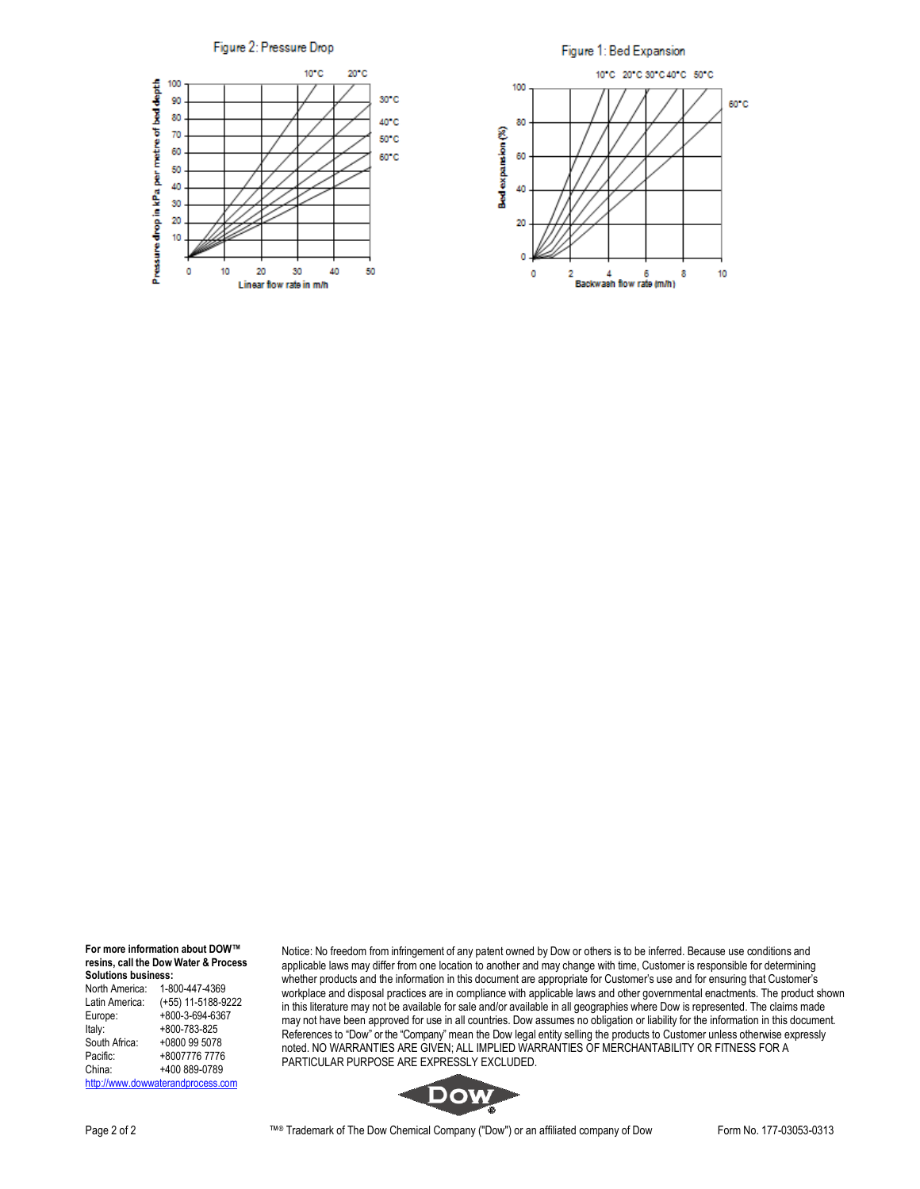Figure 2: Pressure Drop

Pressure drop in kPa per metre of bed depth

100
90
80
70
60
50
40
30
20
10

0 10 20 30 40 50

Linear flow rate in m/h

10°C 20°C 30°C 40°C 50°C 60°C

Figure 1: Bed Expansion

Bed expansion (%)

100
80
60
40
20
0

0 2 4 6 8 10

Backwash flow rate (m/h)

10°C 20°C 30°C 40°C 50°C 60°C

**For more information about DOW™ resins, call the Dow Water & Process Solutions business:**

North America: 1-800-447-4369
Latin America: (+55) 11-5188-9222
Europe: +800-3-694-6367
Italy: +800-783-825
South Africa: +0800 99 5078
Pacific: +8007776 7776
China: +400 889-0789
http://www.dowwaterandprocess.com

Notice: No freedom from infringement of any patent owned by Dow or others is to be inferred. Because use conditions and applicable laws may differ from one location to another and may change with time, Customer is responsible for determining whether products and the information in this document are appropriate for Customer's use and for ensuring that Customer's workplace and disposal practices are in compliance with applicable laws and other governmental enactments. The product shown in this literature may not be available for sale and/or available in all geographies where Dow is represented. The claims made may not have been approved for use in all countries. Dow assumes no obligation or liability for the information in this document. References to "Dow" or the "Company" mean the Dow legal entity selling the products to Customer unless otherwise expressly noted. NO WARRANTIES ARE GIVEN; ALL IMPLIED WARRANTIES OF MERCHANTABILITY OR FITNESS FOR A PARTICULAR PURPOSE ARE EXPRESSLY EXCLUDED.

™® Trademark of The Dow Chemical Company ("Dow") or an affiliated company of Dow

Form No. 177-03053-0313